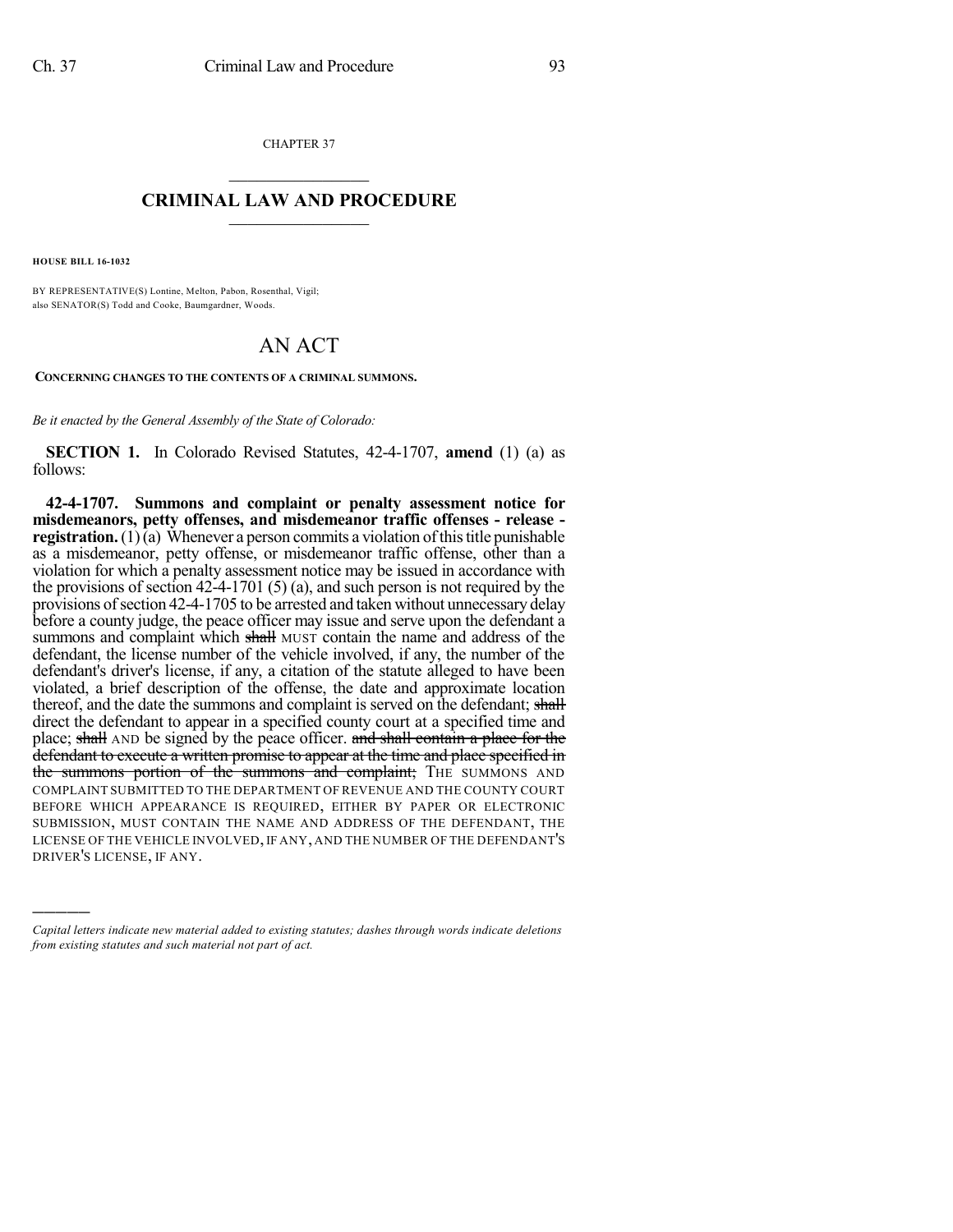CHAPTER 37

## CRIMINAL LAW AND PROCEDURE

**HOUSE BILL 16-1032**

BY REPRESENTATIVE(S) Lontine, Melton, Pabon, Rosenthal, Vigil; also SENATOR(S) Todd and Cooke, Baumgardner, Woods.

# AN ACT

**CONCERNING CHANGES TO THE CONTENTS OF A CRIMINAL SUMMONS.**

*Be it enacted by the General Assembly of the State of Colorado:*

**SECTION 1.** In Colorado Revised Statutes, 42-4-1707, **amend** (1) (a) as follows:

**42-4-1707. Summons and complaint or penalty assessment notice for misdemeanors, petty offenses, and misdemeanor traffic offenses - release - registration.** (1) (a) Whenever a person commits a violation of this title punishable as a misdemeanor, petty offense, or misdemeanor traffic offense, other than a violation for which a penalty assessment notice may be issued in accordance with the provisions of section 42-4-1701 (5) (a), and such person is not required by the provisions of section 42-4-1705 to be arrested and taken without unnecessary delay before a county judge, the peace officer may issue and serve upon the defendant a summons and complaint which ~~shall~~ MUST contain the name and address of the defendant, the license number of the vehicle involved, if any, the number of the defendant's driver's license, if any, a citation of the statute alleged to have been violated, a brief description of the offense, the date and approximate location thereof, and the date the summons and complaint is served on the defendant; ~~shall~~ direct the defendant to appear in a specified county court at a specified time and place; ~~shall~~ AND be signed by the peace officer. ~~and shall contain a place for the defendant to execute a written promise to appear at the time and place specified in the summons portion of the summons and complaint;~~ THE SUMMONS AND COMPLAINT SUBMITTED TO THE DEPARTMENT OF REVENUE AND THE COUNTY COURT BEFORE WHICH APPEARANCE IS REQUIRED, EITHER BY PAPER OR ELECTRONIC SUBMISSION, MUST CONTAIN THE NAME AND ADDRESS OF THE DEFENDANT, THE LICENSE OF THE VEHICLE INVOLVED, IF ANY, AND THE NUMBER OF THE DEFENDANT'S DRIVER'S LICENSE, IF ANY.

---

*Capital letters indicate new material added to existing statutes; dashes through words indicate deletions from existing statutes and such material not part of act.*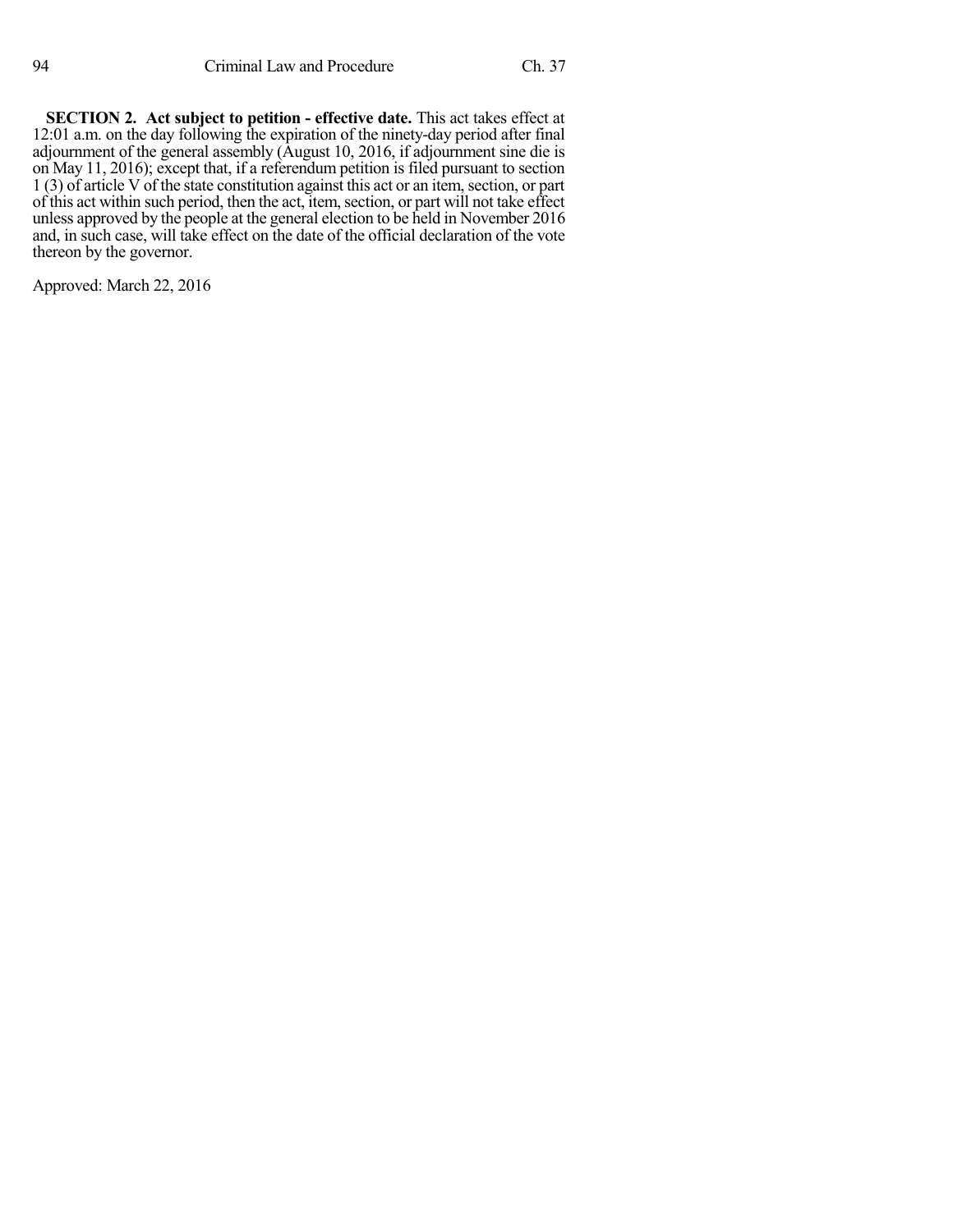**SECTION 2. Act subject to petition - effective date.** This act takes effect at 12:01 a.m. on the day following the expiration of the ninety-day period after final adjournment of the general assembly (August 10, 2016, if adjournment sine die is on May 11, 2016); except that, if a referendum petition is filed pursuant to section 1 (3) of article V of the state constitution against this act or an item, section, or part of this act within such period, then the act, item, section, or part will not take effect unless approved by the people at the general election to be held in November 2016 and, in such case, will take effect on the date of the official declaration of the vote thereon by the governor.

Approved: March 22, 2016